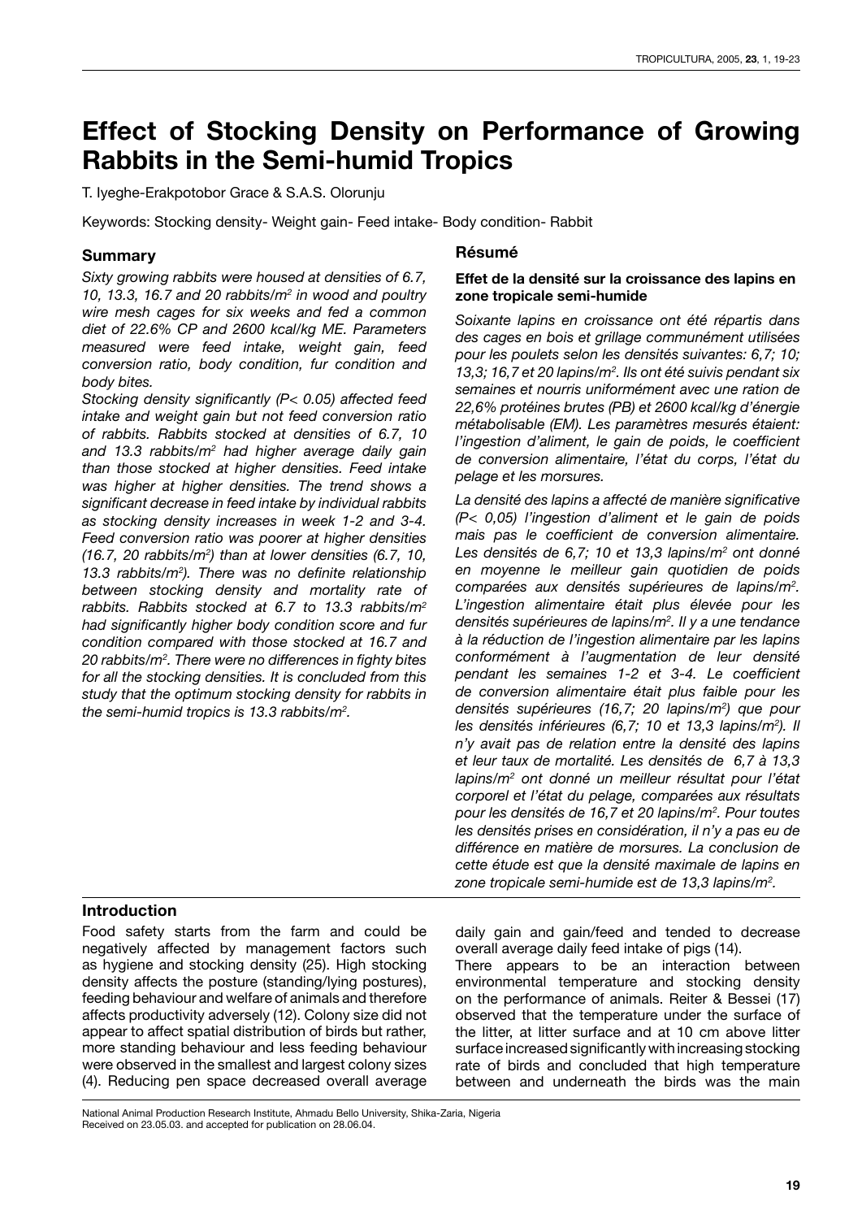# Effect of Stocking Density on Performance of Growing Rabbits in the Semi-humid Tropics

T. Iyeghe-Erakpotobor Grace & S.A.S. Olorunju

Keywords: Stocking density- Weight gain- Feed intake- Body condition- Rabbit

## Summary

*Sixty growing rabbits were housed at densities of 6.7, 10, 13.3, 16.7 and 20 rabbits/m$^2$ in wood and poultry wire mesh cages for six weeks and fed a common diet of 22.6% CP and 2600 kcal/kg ME. Parameters measured were feed intake, weight gain, feed conversion ratio, body condition, fur condition and body bites.*

*Stocking density significantly (P< 0.05) affected feed intake and weight gain but not feed conversion ratio of rabbits. Rabbits stocked at densities of 6.7, 10 and 13.3 rabbits/m$^2$ had higher average daily gain than those stocked at higher densities. Feed intake was higher at higher densities. The trend shows a significant decrease in feed intake by individual rabbits as stocking density increases in week 1-2 and 3-4. Feed conversion ratio was poorer at higher densities (16.7, 20 rabbits/m$^2$) than at lower densities (6.7, 10, 13.3 rabbits/m$^2$). There was no definite relationship between stocking density and mortality rate of rabbits. Rabbits stocked at 6.7 to 13.3 rabbits/m$^2$ had significantly higher body condition score and fur condition compared with those stocked at 16.7 and 20 rabbits/m$^2$. There were no differences in fighty bites for all the stocking densities. It is concluded from this study that the optimum stocking density for rabbits in the semi-humid tropics is 13.3 rabbits/m$^2$.*

## Résumé

### Effet de la densité sur la croissance des lapins en zone tropicale semi-humide

*Soixante lapins en croissance ont été répartis dans des cages en bois et grillage communément utilisées pour les poulets selon les densités suivantes: 6,7; 10; 13,3; 16,7 et 20 lapins/m$^2$. Ils ont été suivis pendant six semaines et nourris uniformément avec une ration de 22,6% protéines brutes (PB) et 2600 kcal/kg d'énergie métabolisable (EM). Les paramètres mesurés étaient: l'ingestion d'aliment, le gain de poids, le coefficient de conversion alimentaire, l'état du corps, l'état du pelage et les morsures.*

*La densité des lapins a affecté de manière significative (P< 0,05) l'ingestion d'aliment et le gain de poids mais pas le coefficient de conversion alimentaire. Les densités de 6,7; 10 et 13,3 lapins/m$^2$ ont donné en moyenne le meilleur gain quotidien de poids comparées aux densités supérieures de lapins/m$^2$. L'ingestion alimentaire était plus élevée pour les densités supérieures de lapins/m$^2$. Il y a une tendance à la réduction de l'ingestion alimentaire par les lapins conformément à l'augmentation de leur densité pendant les semaines 1-2 et 3-4. Le coefficient de conversion alimentaire était plus faible pour les densités supérieures (16,7; 20 lapins/m$^2$) que pour les densités inférieures (6,7; 10 et 13,3 lapins/m$^2$). Il n'y avait pas de relation entre la densité des lapins et leur taux de mortalité. Les densités de 6,7 à 13,3 lapins/m$^2$ ont donné un meilleur résultat pour l'état corporel et l'état du pelage, comparées aux résultats pour les densités de 16,7 et 20 lapins/m$^2$. Pour toutes les densités prises en considération, il n'y a pas eu de différence en matière de morsures. La conclusion de cette étude est que la densité maximale de lapins en zone tropicale semi-humide est de 13,3 lapins/m$^2$.*

## Introduction

Food safety starts from the farm and could be negatively affected by management factors such as hygiene and stocking density (25). High stocking density affects the posture (standing/lying postures), feeding behaviour and welfare of animals and therefore affects productivity adversely (12). Colony size did not appear to affect spatial distribution of birds but rather, more standing behaviour and less feeding behaviour were observed in the smallest and largest colony sizes (4). Reducing pen space decreased overall average daily gain and gain/feed and tended to decrease overall average daily feed intake of pigs (14).

There appears to be an interaction between environmental temperature and stocking density on the performance of animals. Reiter & Bessei (17) observed that the temperature under the surface of the litter, at litter surface and at 10 cm above litter surface increased significantly with increasing stocking rate of birds and concluded that high temperature between and underneath the birds was the main

National Animal Production Research Institute, Ahmadu Bello University, Shika-Zaria, Nigeria
Received on 23.05.03. and accepted for publication on 28.06.04.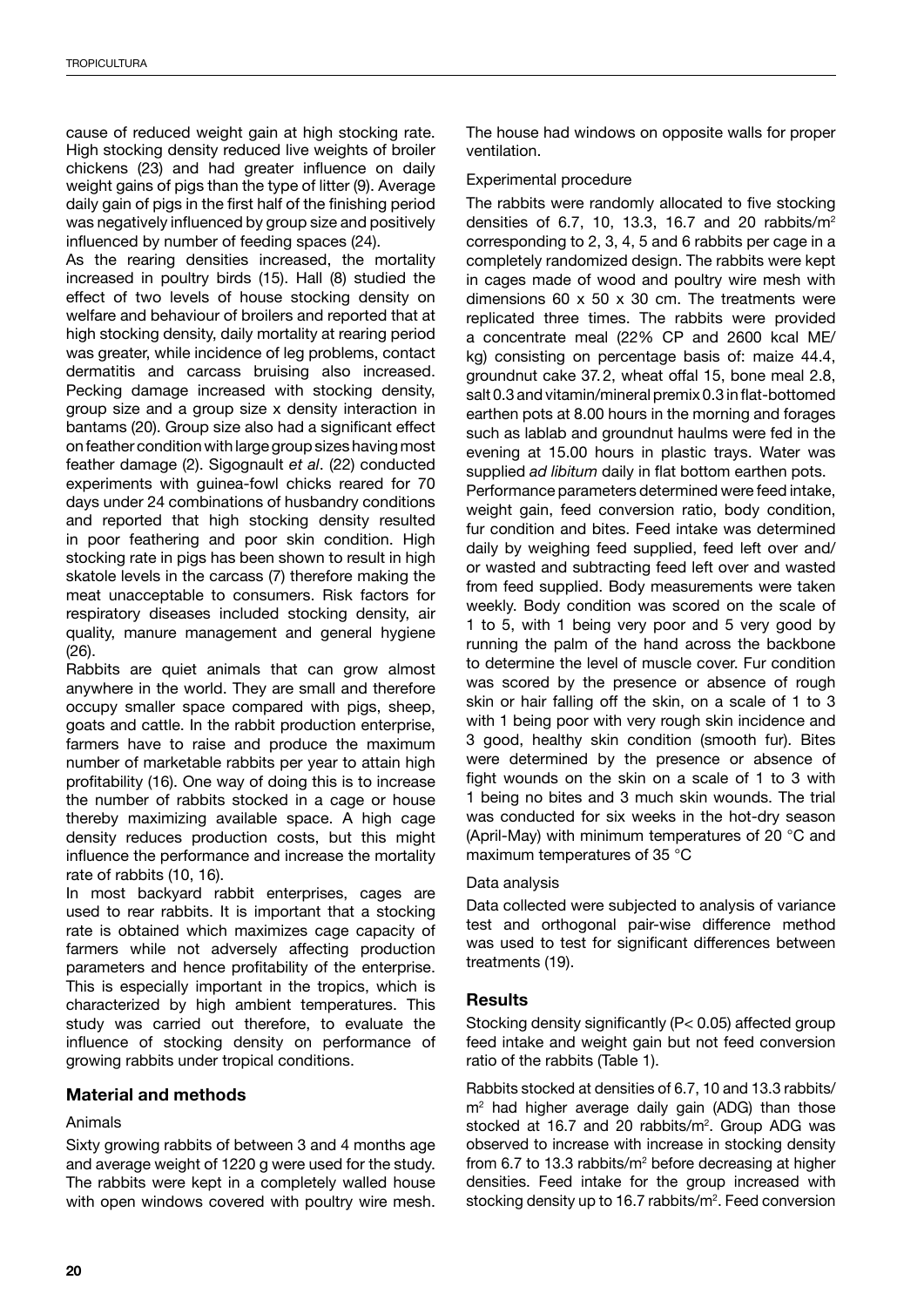cause of reduced weight gain at high stocking rate. High stocking density reduced live weights of broiler chickens (23) and had greater influence on daily weight gains of pigs than the type of litter (9). Average daily gain of pigs in the first half of the finishing period was negatively influenced by group size and positively influenced by number of feeding spaces (24).

As the rearing densities increased, the mortality increased in poultry birds (15). Hall (8) studied the effect of two levels of house stocking density on welfare and behaviour of broilers and reported that at high stocking density, daily mortality at rearing period was greater, while incidence of leg problems, contact dermatitis and carcass bruising also increased. Pecking damage increased with stocking density, group size and a group size x density interaction in bantams (20). Group size also had a significant effect on feather condition with large group sizes having most feather damage (2). Sigognault *et al*. (22) conducted experiments with guinea-fowl chicks reared for 70 days under 24 combinations of husbandry conditions and reported that high stocking density resulted in poor feathering and poor skin condition. High stocking rate in pigs has been shown to result in high skatole levels in the carcass (7) therefore making the meat unacceptable to consumers. Risk factors for respiratory diseases included stocking density, air quality, manure management and general hygiene (26).

Rabbits are quiet animals that can grow almost anywhere in the world. They are small and therefore occupy smaller space compared with pigs, sheep, goats and cattle. In the rabbit production enterprise, farmers have to raise and produce the maximum number of marketable rabbits per year to attain high profitability (16). One way of doing this is to increase the number of rabbits stocked in a cage or house thereby maximizing available space. A high cage density reduces production costs, but this might influence the performance and increase the mortality rate of rabbits (10, 16).

In most backyard rabbit enterprises, cages are used to rear rabbits. It is important that a stocking rate is obtained which maximizes cage capacity of farmers while not adversely affecting production parameters and hence profitability of the enterprise. This is especially important in the tropics, which is characterized by high ambient temperatures. This study was carried out therefore, to evaluate the influence of stocking density on performance of growing rabbits under tropical conditions.

## Material and methods

### Animals

Sixty growing rabbits of between 3 and 4 months age and average weight of 1220 g were used for the study. The rabbits were kept in a completely walled house with open windows covered with poultry wire mesh. The house had windows on opposite walls for proper ventilation.

### Experimental procedure

The rabbits were randomly allocated to five stocking densities of 6.7, 10, 13.3, 16.7 and 20 rabbits/m$^2$ corresponding to 2, 3, 4, 5 and 6 rabbits per cage in a completely randomized design. The rabbits were kept in cages made of wood and poultry wire mesh with dimensions 60 x 50 x 30 cm. The treatments were replicated three times. The rabbits were provided a concentrate meal (22% CP and 2600 kcal ME/kg) consisting on percentage basis of: maize 44.4, groundnut cake 37.2, wheat offal 15, bone meal 2.8, salt 0.3 and vitamin/mineral premix 0.3 in flat-bottomed earthen pots at 8.00 hours in the morning and forages such as lablab and groundnut haulms were fed in the evening at 15.00 hours in plastic trays. Water was supplied *ad libitum* daily in flat bottom earthen pots.

Performance parameters determined were feed intake, weight gain, feed conversion ratio, body condition, fur condition and bites. Feed intake was determined daily by weighing feed supplied, feed left over and/or wasted and subtracting feed left over and wasted from feed supplied. Body measurements were taken weekly. Body condition was scored on the scale of 1 to 5, with 1 being very poor and 5 very good by running the palm of the hand across the backbone to determine the level of muscle cover. Fur condition was scored by the presence or absence of rough skin or hair falling off the skin, on a scale of 1 to 3 with 1 being poor with very rough skin incidence and 3 good, healthy skin condition (smooth fur). Bites were determined by the presence or absence of fight wounds on the skin on a scale of 1 to 3 with 1 being no bites and 3 much skin wounds. The trial was conducted for six weeks in the hot-dry season (April-May) with minimum temperatures of 20 °C and maximum temperatures of 35 °C

### Data analysis

Data collected were subjected to analysis of variance test and orthogonal pair-wise difference method was used to test for significant differences between treatments (19).

## Results

Stocking density significantly ($P < 0.05$) affected group feed intake and weight gain but not feed conversion ratio of the rabbits (Table 1).

Rabbits stocked at densities of 6.7, 10 and 13.3 rabbits/m$^2$ had higher average daily gain (ADG) than those stocked at 16.7 and 20 rabbits/m$^2$. Group ADG was observed to increase with increase in stocking density from 6.7 to 13.3 rabbits/m$^2$ before decreasing at higher densities. Feed intake for the group increased with stocking density up to 16.7 rabbits/m$^2$. Feed conversion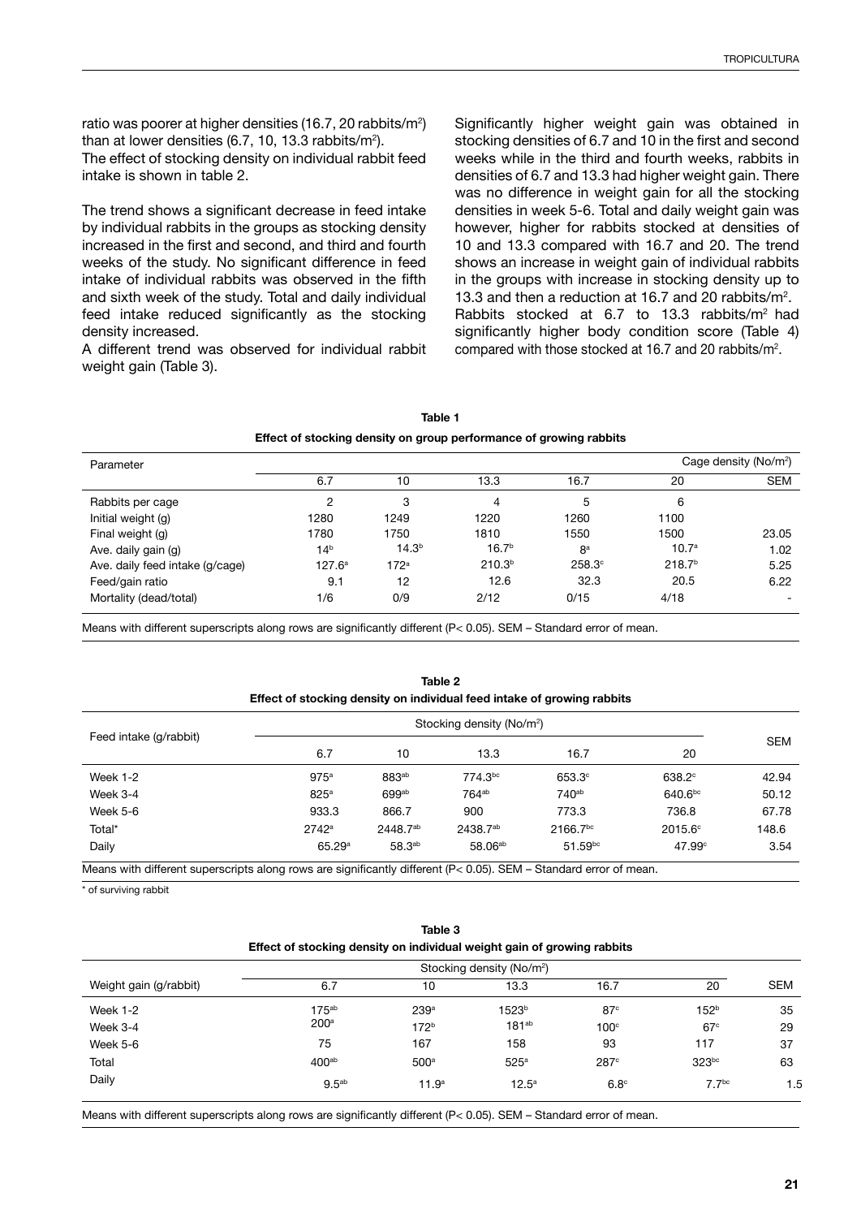ratio was poorer at higher densities (16.7, 20 rabbits/m$^2$) than at lower densities (6.7, 10, 13.3 rabbits/m$^2$).
The effect of stocking density on individual rabbit feed intake is shown in table 2.

The trend shows a significant decrease in feed intake by individual rabbits in the groups as stocking density increased in the first and second, and third and fourth weeks of the study. No significant difference in feed intake of individual rabbits was observed in the fifth and sixth week of the study. Total and daily individual feed intake reduced significantly as the stocking density increased.
A different trend was observed for individual rabbit weight gain (Table 3).

Significantly higher weight gain was obtained in stocking densities of 6.7 and 10 in the first and second weeks while in the third and fourth weeks, rabbits in densities of 6.7 and 13.3 had higher weight gain. There was no difference in weight gain for all the stocking densities in week 5-6. Total and daily weight gain was however, higher for rabbits stocked at densities of 10 and 13.3 compared with 16.7 and 20. The trend shows an increase in weight gain of individual rabbits in the groups with increase in stocking density up to 13.3 and then a reduction at 16.7 and 20 rabbits/m$^2$. Rabbits stocked at 6.7 to 13.3 rabbits/m$^2$ had significantly higher body condition score (Table 4) compared with those stocked at 16.7 and 20 rabbits/m$^2$.

**Table 1**
**Effect of stocking density on group performance of growing rabbits**

| Parameter | Cage density (No/m$^2$) | | | | | |
|---|---|---|---|---|---|---|
| | 6.7 | 10 | 13.3 | 16.7 | 20 | SEM |
| Rabbits per cage | 2 | 3 | 4 | 5 | 6 | |
| Initial weight (g) | 1280 | 1249 | 1220 | 1260 | 1100 | |
| Final weight (g) | 1780 | 1750 | 1810 | 1550 | 1500 | 23.05 |
| Ave. daily gain (g) | 14$^b$ | 14.3$^b$ | 16.7$^b$ | 8$^a$ | 10.7$^a$ | 1.02 |
| Ave. daily feed intake (g/cage) | 127.6$^a$ | 172$^a$ | 210.3$^b$ | 258.3$^c$ | 218.7$^b$ | 5.25 |
| Feed/gain ratio | 9.1 | 12 | 12.6 | 32.3 | 20.5 | 6.22 |
| Mortality (dead/total) | 1/6 | 0/9 | 2/12 | 0/15 | 4/18 | - |

Means with different superscripts along rows are significantly different (P< 0.05). SEM – Standard error of mean.

**Table 2**
**Effect of stocking density on individual feed intake of growing rabbits**

| Feed intake (g/rabbit) | Stocking density (No/m$^2$) | | | | | SEM |
|---|---|---|---|---|---|---|
| | 6.7 | 10 | 13.3 | 16.7 | 20 | |
| Week 1-2 | 975$^a$ | 883$^{ab}$ | 774.3$^{bc}$ | 653.3$^c$ | 638.2$^c$ | 42.94 |
| Week 3-4 | 825$^a$ | 699$^{ab}$ | 764$^{ab}$ | 740$^{ab}$ | 640.6$^{bc}$ | 50.12 |
| Week 5-6 | 933.3 | 866.7 | 900 | 773.3 | 736.8 | 67.78 |
| Total* | 2742$^a$ | 2448.7$^{ab}$ | 2438.7$^{ab}$ | 2166.7$^{bc}$ | 2015.6$^c$ | 148.6 |
| Daily | 65.29$^a$ | 58.3$^{ab}$ | 58.06$^{ab}$ | 51.59$^{bc}$ | 47.99$^c$ | 3.54 |

Means with different superscripts along rows are significantly different (P< 0.05). SEM – Standard error of mean.

\* of surviving rabbit

**Table 3**
**Effect of stocking density on individual weight gain of growing rabbits**

| Weight gain (g/rabbit) | Stocking density (No/m$^2$) | | | | | SEM |
|---|---|---|---|---|---|---|
| | 6.7 | 10 | 13.3 | 16.7 | 20 | |
| Week 1-2 | 175$^{ab}$ | 239$^a$ | 1523$^b$ | 87$^c$ | 152$^b$ | 35 |
| Week 3-4 | 200$^a$ | 172$^b$ | 181$^{ab}$ | 100$^c$ | 67$^c$ | 29 |
| Week 5-6 | 75 | 167 | 158 | 93 | 117 | 37 |
| Total | 400$^{ab}$ | 500$^a$ | 525$^a$ | 287$^c$ | 323$^{bc}$ | 63 |
| Daily | 9.5$^{ab}$ | 11.9$^a$ | 12.5$^a$ | 6.8$^c$ | 7.7$^{bc}$ | 1.5 |

Means with different superscripts along rows are significantly different (P< 0.05). SEM – Standard error of mean.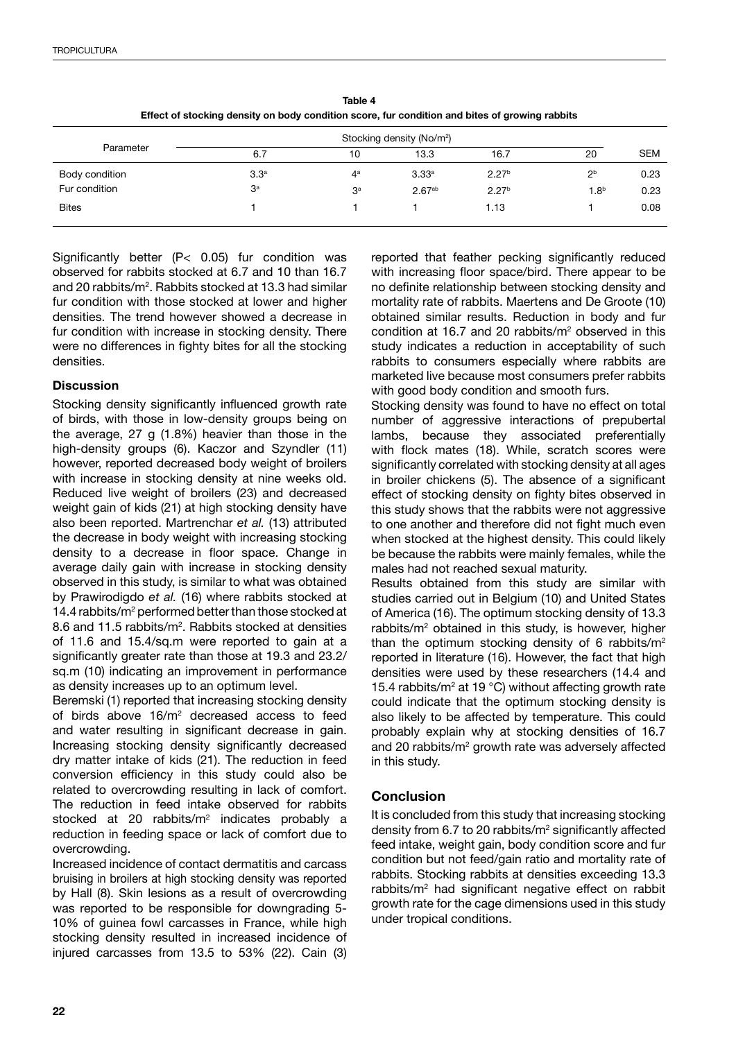**Table 4**
**Effect of stocking density on body condition score, fur condition and bites of growing rabbits**

| Parameter | Stocking density (No/m²) | | | | | SEM |
|---|---|---|---|---|---|---|
| | 6.7 | 10 | 13.3 | 16.7 | 20 | |
| Body condition | $3.3^{a}$ | $4^{a}$ | $3.33^{a}$ | $2.27^{b}$ | $2^{b}$ | 0.23 |
| Fur condition | $3^{a}$ | $3^{a}$ | $2.67^{ab}$ | $2.27^{b}$ | $1.8^{b}$ | 0.23 |
| Bites | 1 | 1 | 1 | 1.13 | 1 | 0.08 |

Significantly better ($P< 0.05$) fur condition was observed for rabbits stocked at 6.7 and 10 than 16.7 and 20 rabbits/m². Rabbits stocked at 13.3 had similar fur condition with those stocked at lower and higher densities. The trend however showed a decrease in fur condition with increase in stocking density. There were no differences in fighty bites for all the stocking densities.

## Discussion

Stocking density significantly influenced growth rate of birds, with those in low-density groups being on the average, 27 g (1.8%) heavier than those in the high-density groups (6). Kaczor and Szyndler (11) however, reported decreased body weight of broilers with increase in stocking density at nine weeks old. Reduced live weight of broilers (23) and decreased weight gain of kids (21) at high stocking density have also been reported. Martrenchar *et al.* (13) attributed the decrease in body weight with increasing stocking density to a decrease in floor space. Change in average daily gain with increase in stocking density observed in this study, is similar to what was obtained by Prawirodigdo *et al.* (16) where rabbits stocked at 14.4 rabbits/m² performed better than those stocked at 8.6 and 11.5 rabbits/m². Rabbits stocked at densities of 11.6 and 15.4/sq.m were reported to gain at a significantly greater rate than those at 19.3 and 23.2/sq.m (10) indicating an improvement in performance as density increases up to an optimum level.

Beremski (1) reported that increasing stocking density of birds above 16/m² decreased access to feed and water resulting in significant decrease in gain. Increasing stocking density significantly decreased dry matter intake of kids (21). The reduction in feed conversion efficiency in this study could also be related to overcrowding resulting in lack of comfort. The reduction in feed intake observed for rabbits stocked at 20 rabbits/m² indicates probably a reduction in feeding space or lack of comfort due to overcrowding.

Increased incidence of contact dermatitis and carcass bruising in broilers at high stocking density was reported by Hall (8). Skin lesions as a result of overcrowding was reported to be responsible for downgrading 5-10% of guinea fowl carcasses in France, while high stocking density resulted in increased incidence of injured carcasses from 13.5 to 53% (22). Cain (3) reported that feather pecking significantly reduced with increasing floor space/bird. There appear to be no definite relationship between stocking density and mortality rate of rabbits. Maertens and De Groote (10) obtained similar results. Reduction in body and fur condition at 16.7 and 20 rabbits/m² observed in this study indicates a reduction in acceptability of such rabbits to consumers especially where rabbits are marketed live because most consumers prefer rabbits with good body condition and smooth furs.

Stocking density was found to have no effect on total number of aggressive interactions of prepubertal lambs, because they associated preferentially with flock mates (18). While, scratch scores were significantly correlated with stocking density at all ages in broiler chickens (5). The absence of a significant effect of stocking density on fighty bites observed in this study shows that the rabbits were not aggressive to one another and therefore did not fight much even when stocked at the highest density. This could likely be because the rabbits were mainly females, while the males had not reached sexual maturity.

Results obtained from this study are similar with studies carried out in Belgium (10) and United States of America (16). The optimum stocking density of 13.3 rabbits/m² obtained in this study, is however, higher than the optimum stocking density of 6 rabbits/m² reported in literature (16). However, the fact that high densities were used by these researchers (14.4 and 15.4 rabbits/m² at 19 °C) without affecting growth rate could indicate that the optimum stocking density is also likely to be affected by temperature. This could probably explain why at stocking densities of 16.7 and 20 rabbits/m² growth rate was adversely affected in this study.

## Conclusion

It is concluded from this study that increasing stocking density from 6.7 to 20 rabbits/m² significantly affected feed intake, weight gain, body condition score and fur condition but not feed/gain ratio and mortality rate of rabbits. Stocking rabbits at densities exceeding 13.3 rabbits/m² had significant negative effect on rabbit growth rate for the cage dimensions used in this study under tropical conditions.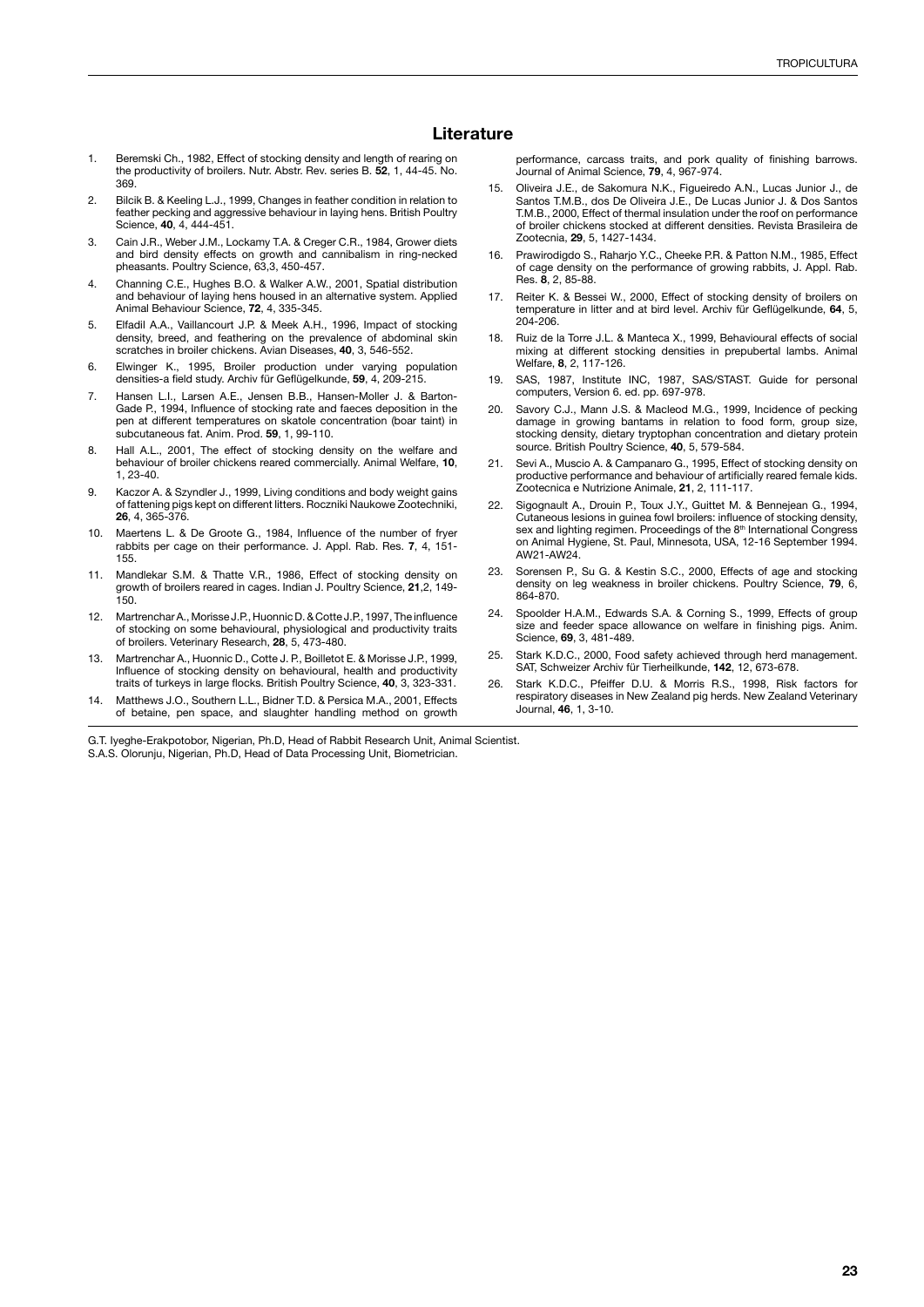## Literature

1. Beremski Ch., 1982, Effect of stocking density and length of rearing on the productivity of broilers. Nutr. Abstr. Rev. series B. **52**, 1, 44-45. No. 369.
2. Bilcik B. & Keeling L.J., 1999, Changes in feather condition in relation to feather pecking and aggressive behaviour in laying hens. British Poultry Science, **40**, 4, 444-451.
3. Cain J.R., Weber J.M., Lockamy T.A. & Creger C.R., 1984, Grower diets and bird density effects on growth and cannibalism in ring-necked pheasants. Poultry Science, 63,3, 450-457.
4. Channing C.E., Hughes B.O. & Walker A.W., 2001, Spatial distribution and behaviour of laying hens housed in an alternative system. Applied Animal Behaviour Science, **72**, 4, 335-345.
5. Elfadil A.A., Vaillancourt J.P. & Meek A.H., 1996, Impact of stocking density, breed, and feathering on the prevalence of abdominal skin scratches in broiler chickens. Avian Diseases, **40**, 3, 546-552.
6. Elwinger K., 1995, Broiler production under varying population densities-a field study. Archiv für Geflügelkunde, **59**, 4, 209-215.
7. Hansen L.I., Larsen A.E., Jensen B.B., Hansen-Moller J. & Barton-Gade P., 1994, Influence of stocking rate and faeces deposition in the pen at different temperatures on skatole concentration (boar taint) in subcutaneous fat. Anim. Prod. **59**, 1, 99-110.
8. Hall A.L., 2001, The effect of stocking density on the welfare and behaviour of broiler chickens reared commercially. Animal Welfare, **10**, 1, 23-40.
9. Kaczor A. & Szyndler J., 1999, Living conditions and body weight gains of fattening pigs kept on different litters. Roczniki Naukowe Zootechniki, **26**, 4, 365-376.
10. Maertens L. & De Groote G., 1984, Influence of the number of fryer rabbits per cage on their performance. J. Appl. Rab. Res. **7**, 4, 151-155.
11. Mandlekar S.M. & Thatte V.R., 1986, Effect of stocking density on growth of broilers reared in cages. Indian J. Poultry Science, **21**,2, 149-150.
12. Martrenchar A., Morisse J.P., Huonnic D. & Cotte J.P., 1997, The influence of stocking on some behavioural, physiological and productivity traits of broilers. Veterinary Research, **28**, 5, 473-480.
13. Martrenchar A., Huonnic D., Cotte J. P., Boilletot E. & Morisse J.P., 1999, Influence of stocking density on behavioural, health and productivity traits of turkeys in large flocks. British Poultry Science, **40**, 3, 323-331.
14. Matthews J.O., Southern L.L., Bidner T.D. & Persica M.A., 2001, Effects of betaine, pen space, and slaughter handling method on growth performance, carcass traits, and pork quality of finishing barrows. Journal of Animal Science, **79**, 4, 967-974.
15. Oliveira J.E., de Sakomura N.K., Figueiredo A.N., Lucas Junior J., de Santos T.M.B., dos De Oliveira J.E., De Lucas Junior J. & Dos Santos T.M.B., 2000, Effect of thermal insulation under the roof on performance of broiler chickens stocked at different densities. Revista Brasileira de Zootecnia, **29**, 5, 1427-1434.
16. Prawirodigdo S., Raharjo Y.C., Cheeke P.R. & Patton N.M., 1985, Effect of cage density on the performance of growing rabbits, J. Appl. Rab. Res. **8**, 2, 85-88.
17. Reiter K. & Bessei W., 2000, Effect of stocking density of broilers on temperature in litter and at bird level. Archiv für Geflügelkunde, **64**, 5, 204-206.
18. Ruiz de la Torre J.L. & Manteca X., 1999, Behavioural effects of social mixing at different stocking densities in prepubertal lambs. Animal Welfare, **8**, 2, 117-126.
19. SAS, 1987, Institute INC, 1987, SAS/STAST. Guide for personal computers, Version 6. ed. pp. 697-978.
20. Savory C.J., Mann J.S. & Macleod M.G., 1999, Incidence of pecking damage in growing bantams in relation to food form, group size, stocking density, dietary tryptophan concentration and dietary protein source. British Poultry Science, **40**, 5, 579-584.
21. Sevi A., Muscio A. & Campanaro G., 1995, Effect of stocking density on productive performance and behaviour of artificially reared female kids. Zootecnica e Nutrizione Animale, **21**, 2, 111-117.
22. Sigognault A., Drouin P., Toux J.Y., Guittet M. & Bennejean G., 1994, Cutaneous lesions in guinea fowl broilers: influence of stocking density, sex and lighting regimen. Proceedings of the 8th International Congress on Animal Hygiene, St. Paul, Minnesota, USA, 12-16 September 1994. AW21-AW24.
23. Sorensen P., Su G. & Kestin S.C., 2000, Effects of age and stocking density on leg weakness in broiler chickens. Poultry Science, **79**, 6, 864-870.
24. Spoolder H.A.M., Edwards S.A. & Corning S., 1999, Effects of group size and feeder space allowance on welfare in finishing pigs. Anim. Science, **69**, 3, 481-489.
25. Stark K.D.C., 2000, Food safety achieved through herd management. SAT, Schweizer Archiv für Tierheilkunde, **142**, 12, 673-678.
26. Stark K.D.C., Pfeiffer D.U. & Morris R.S., 1998, Risk factors for respiratory diseases in New Zealand pig herds. New Zealand Veterinary Journal, **46**, 1, 3-10.

G.T. Iyeghe-Erakpotobor, Nigerian, Ph.D, Head of Rabbit Research Unit, Animal Scientist.
S.A.S. Olorunju, Nigerian, Ph.D, Head of Data Processing Unit, Biometrician.